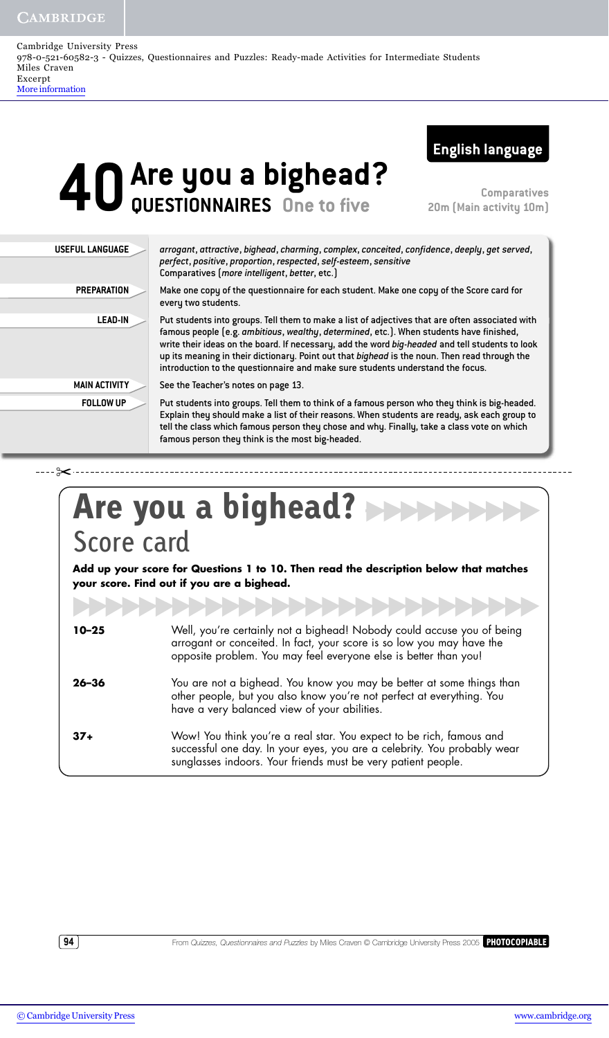# 40 Are you a bighead?

**QUESTIONNAIRES** One to five

**English language**

Comparatives
20m (Main activity 10m)

| | |
|---|---|
| **USEFUL LANGUAGE** | *arrogant*, *attractive*, *bighead*, *charming*, *complex*, *conceited*, *confidence*, *deeply*, *get served*, *perfect*, *positive*, *proportion*, *respected*, *self-esteem*, *sensitive*<br>Comparatives (*more intelligent*, *better*, etc.) |
| **PREPARATION** | Make one copy of the questionnaire for each student. Make one copy of the Score card for every two students. |
| **LEAD-IN** | Put students into groups. Tell them to make a list of adjectives that are often associated with famous people (e.g. *ambitious*, *wealthy*, *determined*, etc.). When students have finished, write their ideas on the board. If necessary, add the word *big-headed* and tell students to look up its meaning in their dictionary. Point out that *bighead* is the noun. Then read through the introduction to the questionnaire and make sure students understand the focus. |
| **MAIN ACTIVITY** | See the Teacher's notes on page 13. |
| **FOLLOW UP** | Put students into groups. Tell them to think of a famous person who they think is big-headed. Explain they should make a list of their reasons. When students are ready, ask each group to tell the class which famous person they chose and why. Finally, take a class vote on which famous person they think is the most big-headed. |

---

## Are you a bighead?

### Score card

**Add up your score for Questions 1 to 10. Then read the description below that matches your score. Find out if you are a bighead.**

| | |
|---|---|
| **10–25** | Well, you're certainly not a bighead! Nobody could accuse you of being arrogant or conceited. In fact, your score is so low you may have the opposite problem. You may feel everyone else is better than you! |
| **26–36** | You are not a bighead. You know you may be better at some things than other people, but you also know you're not perfect at everything. You have a very balanced view of your abilities. |
| **37+** | Wow! You think you're a real star. You expect to be rich, famous and successful one day. In your eyes, you are a celebrity. You probably wear sunglasses indoors. Your friends must be very patient people. |

From *Quizzes, Questionnaires and Puzzles* by Miles Craven © Cambridge University Press 2005 **PHOTOCOPIABLE**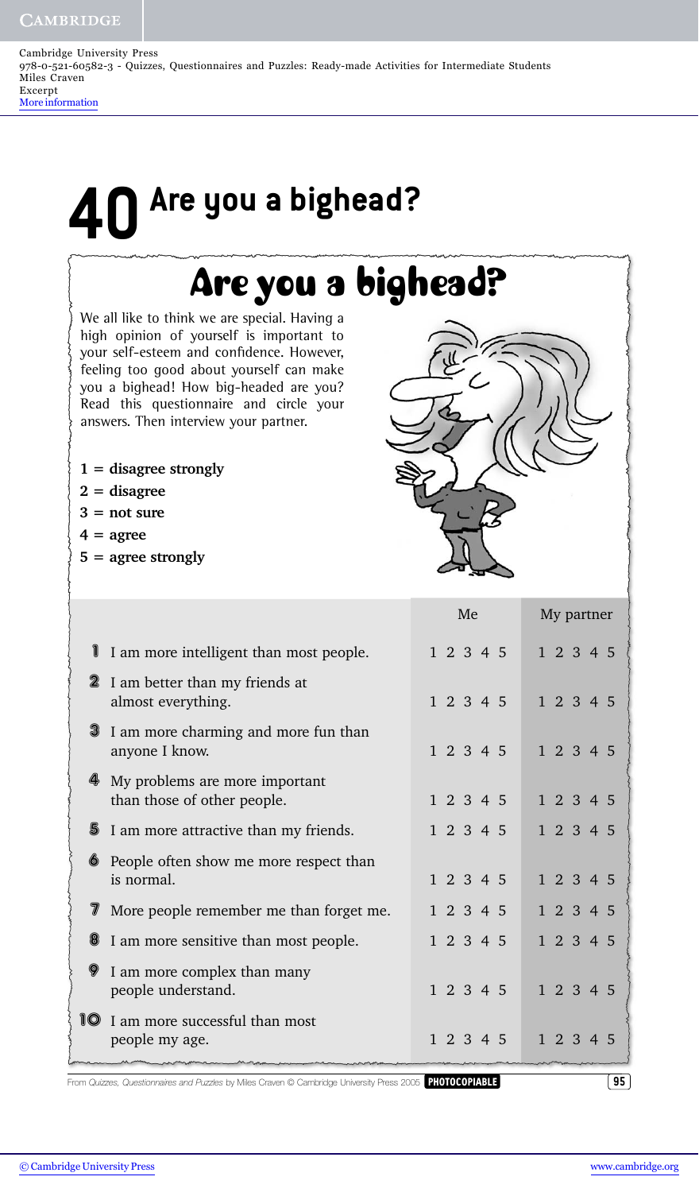# 40 Are you a bighead?

## Are you a bighead?

We all like to think we are special. Having a high opinion of yourself is important to your self-esteem and confidence. However, feeling too good about yourself can make you a bighead! How big-headed are you? Read this questionnaire and circle your answers. Then interview your partner.

**1 = disagree strongly**
**2 = disagree**
**3 = not sure**
**4 = agree**
**5 = agree strongly**

| | | Me | My partner |
|---|---|---|---|
| 1 | I am more intelligent than most people. | 1 2 3 4 5 | 1 2 3 4 5 |
| 2 | I am better than my friends at almost everything. | 1 2 3 4 5 | 1 2 3 4 5 |
| 3 | I am more charming and more fun than anyone I know. | 1 2 3 4 5 | 1 2 3 4 5 |
| 4 | My problems are more important than those of other people. | 1 2 3 4 5 | 1 2 3 4 5 |
| 5 | I am more attractive than my friends. | 1 2 3 4 5 | 1 2 3 4 5 |
| 6 | People often show me more respect than is normal. | 1 2 3 4 5 | 1 2 3 4 5 |
| 7 | More people remember me than forget me. | 1 2 3 4 5 | 1 2 3 4 5 |
| 8 | I am more sensitive than most people. | 1 2 3 4 5 | 1 2 3 4 5 |
| 9 | I am more complex than many people understand. | 1 2 3 4 5 | 1 2 3 4 5 |
| 10 | I am more successful than most people my age. | 1 2 3 4 5 | 1 2 3 4 5 |

From *Quizzes, Questionnaires and Puzzles* by Miles Craven © Cambridge University Press 2005 **PHOTOCOPIABLE**